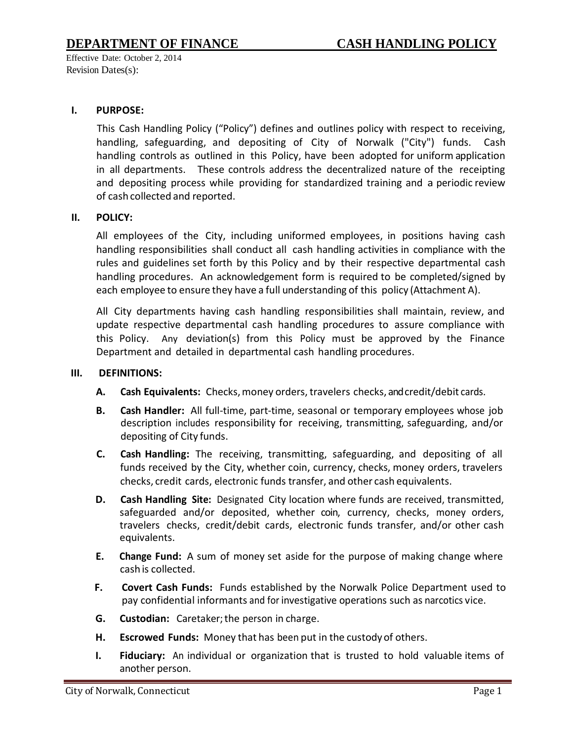# DEPARTMENT OF FINANCE CASH HANDLING POLICY

Effective Date: October 2, 2014
Revision Dates(s):

## I. PURPOSE:

This Cash Handling Policy ("Policy") defines and outlines policy with respect to receiving, handling, safeguarding, and depositing of City of Norwalk ("City") funds. Cash handling controls as outlined in this Policy, have been adopted for uniform application in all departments. These controls address the decentralized nature of the receipting and depositing process while providing for standardized training and a periodic review of cash collected and reported.

## II. POLICY:

All employees of the City, including uniformed employees, in positions having cash handling responsibilities shall conduct all cash handling activities in compliance with the rules and guidelines set forth by this Policy and by their respective departmental cash handling procedures. An acknowledgement form is required to be completed/signed by each employee to ensure they have a full understanding of this policy (Attachment A).

All City departments having cash handling responsibilities shall maintain, review, and update respective departmental cash handling procedures to assure compliance with this Policy. Any deviation(s) from this Policy must be approved by the Finance Department and detailed in departmental cash handling procedures.

## III. DEFINITIONS:

**A. Cash Equivalents:** Checks, money orders, travelers checks, and credit/debit cards.

**B. Cash Handler:** All full-time, part-time, seasonal or temporary employees whose job description includes responsibility for receiving, transmitting, safeguarding, and/or depositing of City funds.

**C. Cash Handling:** The receiving, transmitting, safeguarding, and depositing of all funds received by the City, whether coin, currency, checks, money orders, travelers checks, credit cards, electronic funds transfer, and other cash equivalents.

**D. Cash Handling Site:** Designated City location where funds are received, transmitted, safeguarded and/or deposited, whether coin, currency, checks, money orders, travelers checks, credit/debit cards, electronic funds transfer, and/or other cash equivalents.

**E. Change Fund:** A sum of money set aside for the purpose of making change where cash is collected.

**F. Covert Cash Funds:** Funds established by the Norwalk Police Department used to pay confidential informants and for investigative operations such as narcotics vice.

**G. Custodian:** Caretaker; the person in charge.

**H. Escrowed Funds:** Money that has been put in the custody of others.

**I. Fiduciary:** An individual or organization that is trusted to hold valuable items of another person.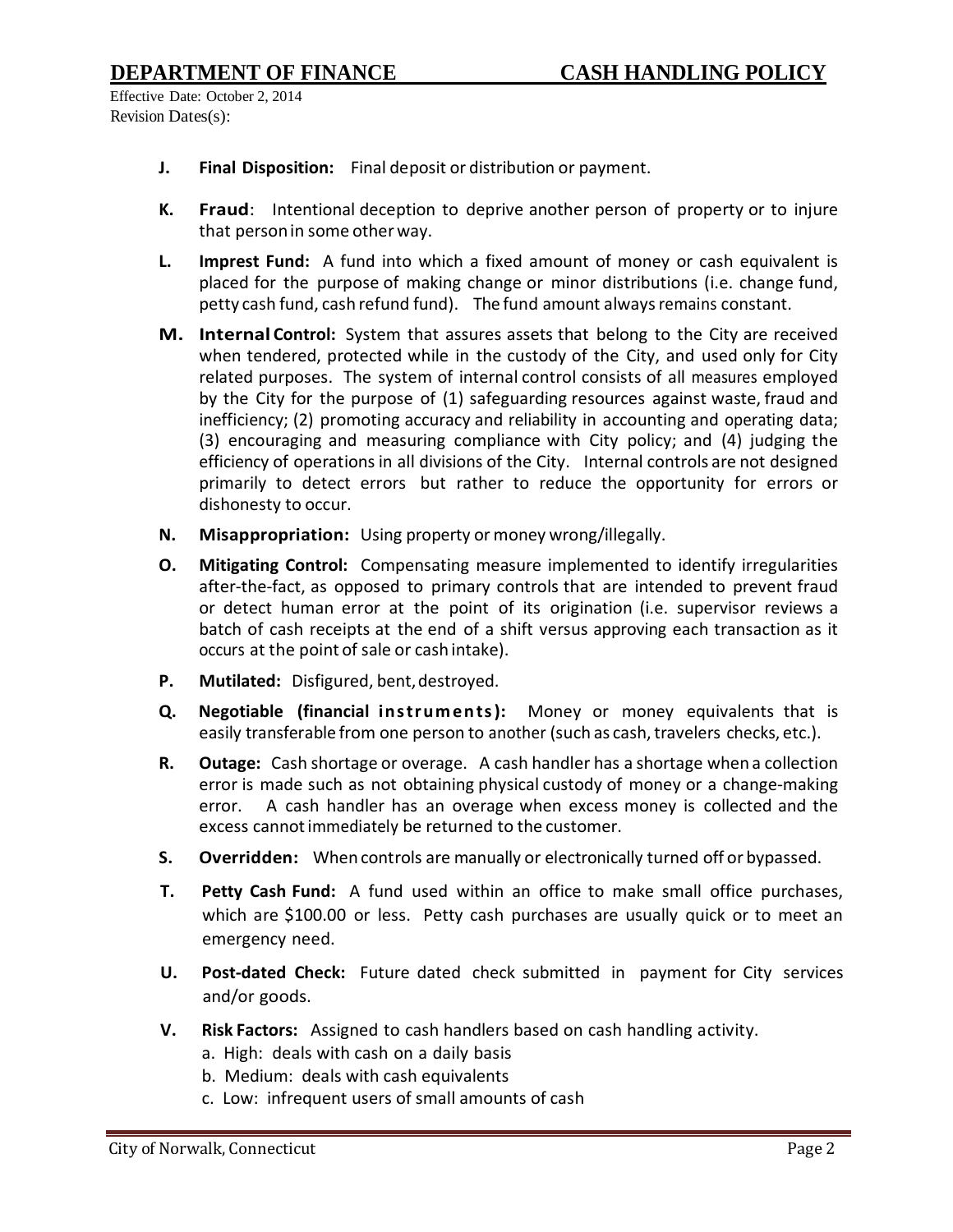- **J. Final Disposition:** Final deposit or distribution or payment.
- **K. Fraud**: Intentional deception to deprive another person of property or to injure that person in some other way.
- **L. Imprest Fund:** A fund into which a fixed amount of money or cash equivalent is placed for the purpose of making change or minor distributions (i.e. change fund, petty cash fund, cash refund fund). The fund amount always remains constant.
- **M. Internal Control:** System that assures assets that belong to the City are received when tendered, protected while in the custody of the City, and used only for City related purposes. The system of internal control consists of all measures employed by the City for the purpose of (1) safeguarding resources against waste, fraud and inefficiency; (2) promoting accuracy and reliability in accounting and operating data; (3) encouraging and measuring compliance with City policy; and (4) judging the efficiency of operations in all divisions of the City. Internal controls are not designed primarily to detect errors but rather to reduce the opportunity for errors or dishonesty to occur.
- **N. Misappropriation:** Using property or money wrong/illegally.
- **O. Mitigating Control:** Compensating measure implemented to identify irregularities after-the-fact, as opposed to primary controls that are intended to prevent fraud or detect human error at the point of its origination (i.e. supervisor reviews a batch of cash receipts at the end of a shift versus approving each transaction as it occurs at the point of sale or cash intake).
- **P. Mutilated:** Disfigured, bent, destroyed.
- **Q. Negotiable (financial instruments):** Money or money equivalents that is easily transferable from one person to another (such as cash, travelers checks, etc.).
- **R. Outage:** Cash shortage or overage. A cash handler has a shortage when a collection error is made such as not obtaining physical custody of money or a change-making error. A cash handler has an overage when excess money is collected and the excess cannot immediately be returned to the customer.
- **S. Overridden:** When controls are manually or electronically turned off or bypassed.
- **T. Petty Cash Fund:** A fund used within an office to make small office purchases, which are $100.00 or less. Petty cash purchases are usually quick or to meet an emergency need.
- **U. Post-dated Check:** Future dated check submitted in payment for City services and/or goods.
- **V. Risk Factors:** Assigned to cash handlers based on cash handling activity.
  - a. High: deals with cash on a daily basis
  - b. Medium: deals with cash equivalents
  - c. Low: infrequent users of small amounts of cash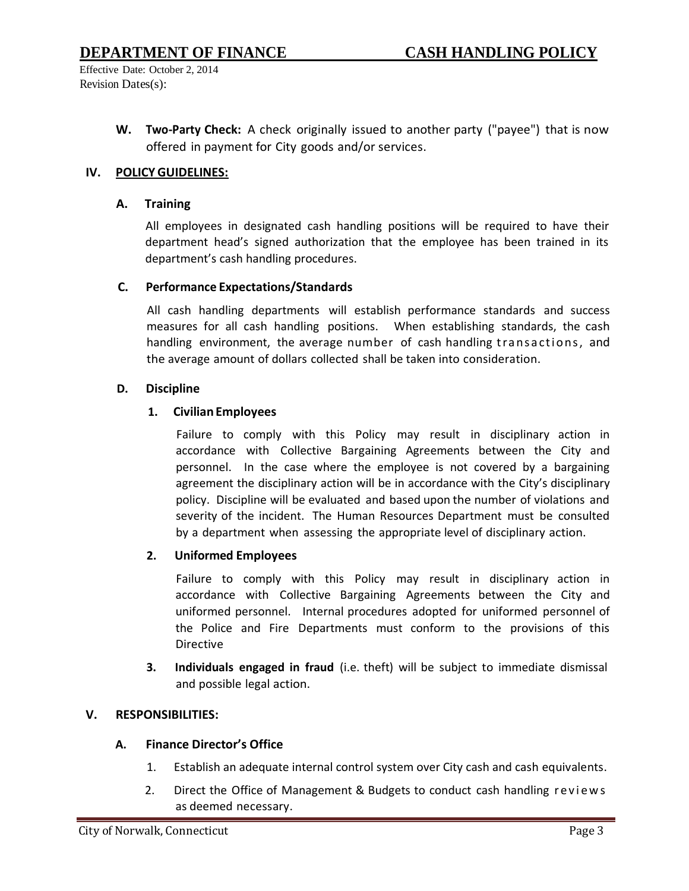**W. Two-Party Check:** A check originally issued to another party ("payee") that is now offered in payment for City goods and/or services.

## IV. POLICY GUIDELINES:

### A. Training

All employees in designated cash handling positions will be required to have their department head's signed authorization that the employee has been trained in its department's cash handling procedures.

### C. Performance Expectations/Standards

All cash handling departments will establish performance standards and success measures for all cash handling positions. When establishing standards, the cash handling environment, the average number of cash handling transactions, and the average amount of dollars collected shall be taken into consideration.

### D. Discipline

#### 1. Civilian Employees

Failure to comply with this Policy may result in disciplinary action in accordance with Collective Bargaining Agreements between the City and personnel. In the case where the employee is not covered by a bargaining agreement the disciplinary action will be in accordance with the City's disciplinary policy. Discipline will be evaluated and based upon the number of violations and severity of the incident. The Human Resources Department must be consulted by a department when assessing the appropriate level of disciplinary action.

#### 2. Uniformed Employees

Failure to comply with this Policy may result in disciplinary action in accordance with Collective Bargaining Agreements between the City and uniformed personnel. Internal procedures adopted for uniformed personnel of the Police and Fire Departments must conform to the provisions of this Directive

**3. Individuals engaged in fraud** (i.e. theft) will be subject to immediate dismissal and possible legal action.

## V. RESPONSIBILITIES:

### A. Finance Director's Office

1. Establish an adequate internal control system over City cash and cash equivalents.
2. Direct the Office of Management & Budgets to conduct cash handling reviews as deemed necessary.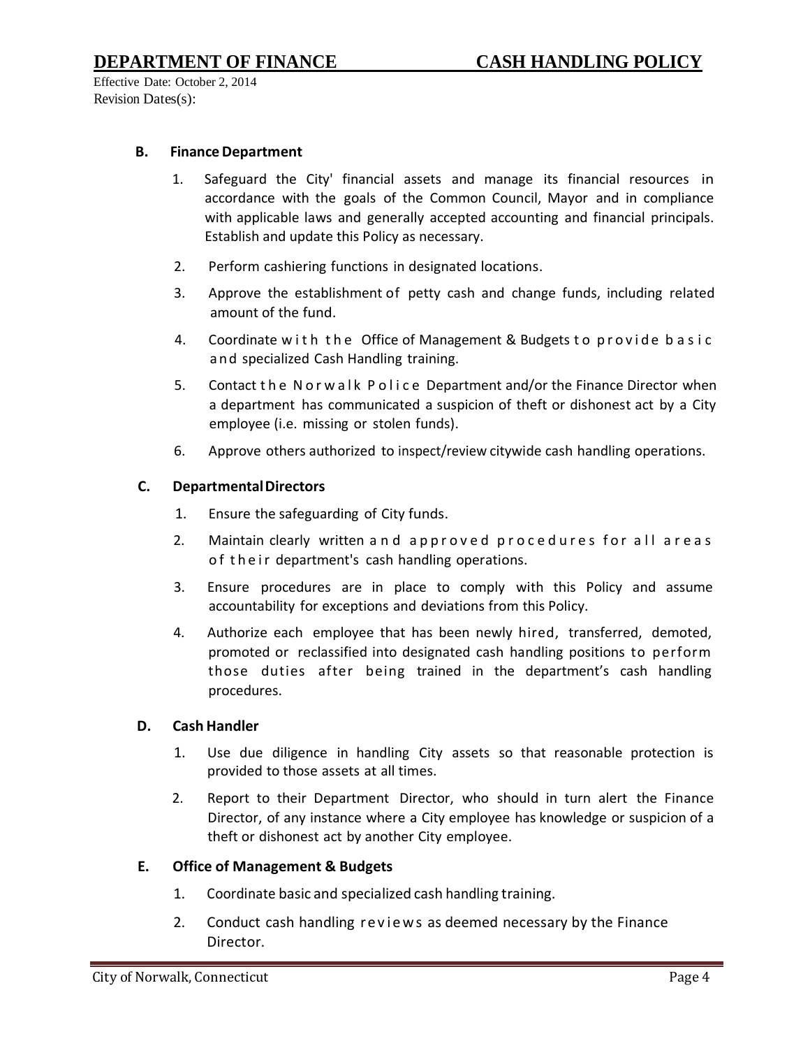### B. Finance Department

1. Safeguard the City' financial assets and manage its financial resources in accordance with the goals of the Common Council, Mayor and in compliance with applicable laws and generally accepted accounting and financial principals. Establish and update this Policy as necessary.
2. Perform cashiering functions in designated locations.
3. Approve the establishment of petty cash and change funds, including related amount of the fund.
4. Coordinate with the Office of Management & Budgets to provide basic and specialized Cash Handling training.
5. Contact the Norwalk Police Department and/or the Finance Director when a department has communicated a suspicion of theft or dishonest act by a City employee (i.e. missing or stolen funds).
6. Approve others authorized to inspect/review citywide cash handling operations.

### C. Departmental Directors

1. Ensure the safeguarding of City funds.
2. Maintain clearly written and approved procedures for all areas of their department's cash handling operations.
3. Ensure procedures are in place to comply with this Policy and assume accountability for exceptions and deviations from this Policy.
4. Authorize each employee that has been newly hired, transferred, demoted, promoted or reclassified into designated cash handling positions to perform those duties after being trained in the department's cash handling procedures.

### D. Cash Handler

1. Use due diligence in handling City assets so that reasonable protection is provided to those assets at all times.
2. Report to their Department Director, who should in turn alert the Finance Director, of any instance where a City employee has knowledge or suspicion of a theft or dishonest act by another City employee.

### E. Office of Management & Budgets

1. Coordinate basic and specialized cash handling training.
2. Conduct cash handling reviews as deemed necessary by the Finance Director.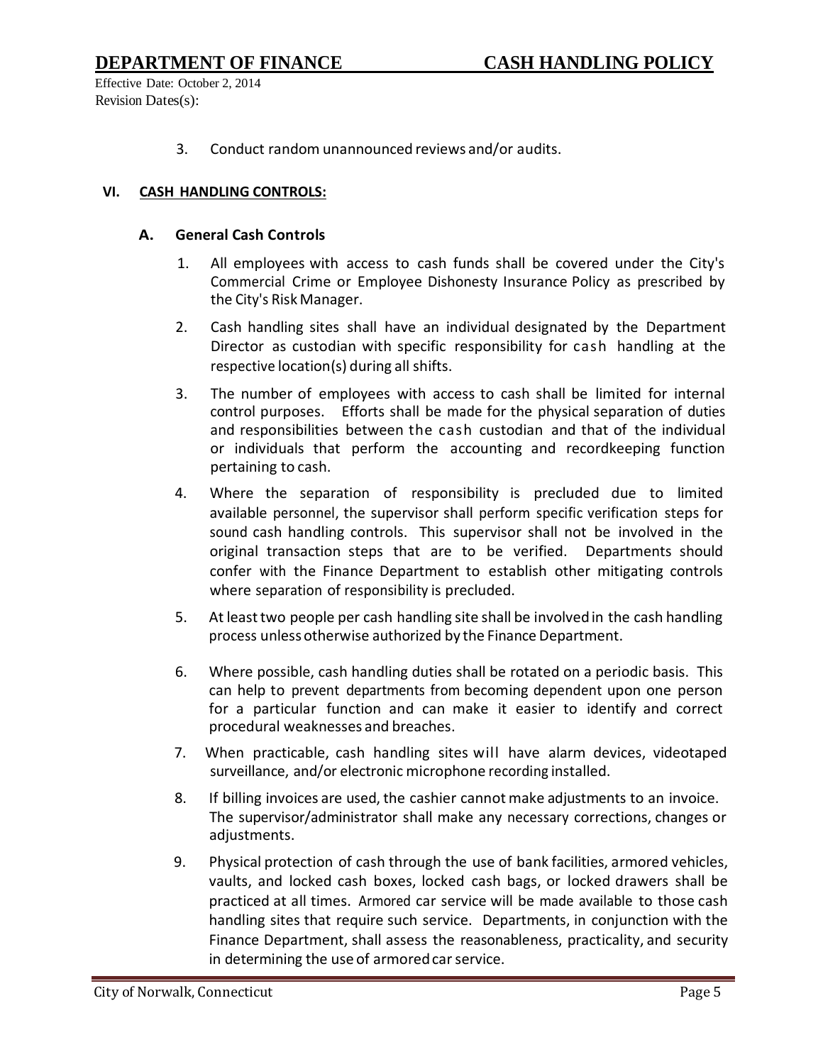3. Conduct random unannounced reviews and/or audits.

## VI. CASH HANDLING CONTROLS:

### A. General Cash Controls

1. All employees with access to cash funds shall be covered under the City's Commercial Crime or Employee Dishonesty Insurance Policy as prescribed by the City's Risk Manager.
2. Cash handling sites shall have an individual designated by the Department Director as custodian with specific responsibility for cash handling at the respective location(s) during all shifts.
3. The number of employees with access to cash shall be limited for internal control purposes. Efforts shall be made for the physical separation of duties and responsibilities between the cash custodian and that of the individual or individuals that perform the accounting and recordkeeping function pertaining to cash.
4. Where the separation of responsibility is precluded due to limited available personnel, the supervisor shall perform specific verification steps for sound cash handling controls. This supervisor shall not be involved in the original transaction steps that are to be verified. Departments should confer with the Finance Department to establish other mitigating controls where separation of responsibility is precluded.
5. At least two people per cash handling site shall be involved in the cash handling process unless otherwise authorized by the Finance Department.
6. Where possible, cash handling duties shall be rotated on a periodic basis. This can help to prevent departments from becoming dependent upon one person for a particular function and can make it easier to identify and correct procedural weaknesses and breaches.
7. When practicable, cash handling sites will have alarm devices, videotaped surveillance, and/or electronic microphone recording installed.
8. If billing invoices are used, the cashier cannot make adjustments to an invoice. The supervisor/administrator shall make any necessary corrections, changes or adjustments.
9. Physical protection of cash through the use of bank facilities, armored vehicles, vaults, and locked cash boxes, locked cash bags, or locked drawers shall be practiced at all times. Armored car service will be made available to those cash handling sites that require such service. Departments, in conjunction with the Finance Department, shall assess the reasonableness, practicality, and security in determining the use of armored car service.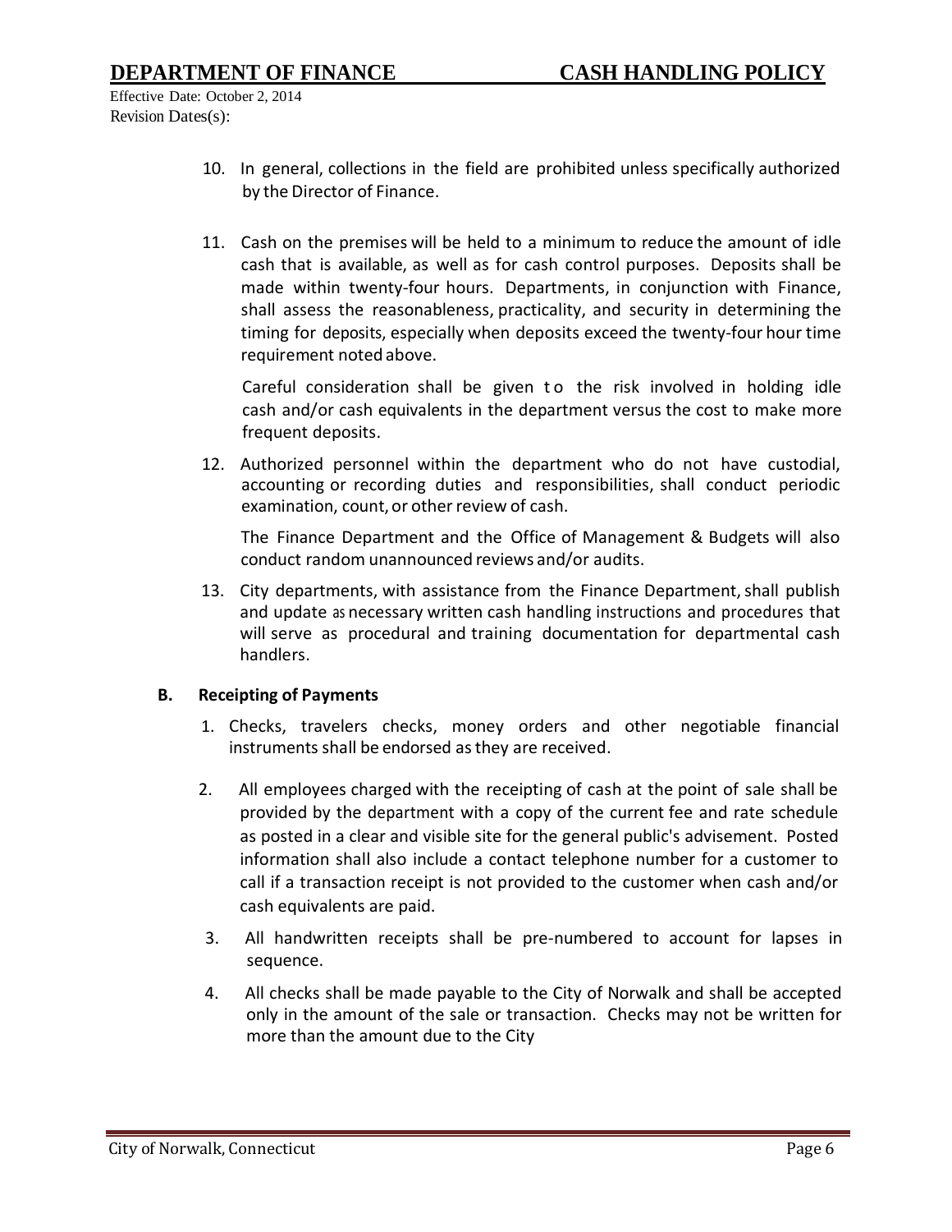10. In general, collections in the field are prohibited unless specifically authorized by the Director of Finance.

11. Cash on the premises will be held to a minimum to reduce the amount of idle cash that is available, as well as for cash control purposes. Deposits shall be made within twenty-four hours. Departments, in conjunction with Finance, shall assess the reasonableness, practicality, and security in determining the timing for deposits, especially when deposits exceed the twenty-four hour time requirement noted above.

    Careful consideration shall be given to the risk involved in holding idle cash and/or cash equivalents in the department versus the cost to make more frequent deposits.

12. Authorized personnel within the department who do not have custodial, accounting or recording duties and responsibilities, shall conduct periodic examination, count, or other review of cash.

    The Finance Department and the Office of Management & Budgets will also conduct random unannounced reviews and/or audits.

13. City departments, with assistance from the Finance Department, shall publish and update as necessary written cash handling instructions and procedures that will serve as procedural and training documentation for departmental cash handlers.

**B. Receipting of Payments**

1. Checks, travelers checks, money orders and other negotiable financial instruments shall be endorsed as they are received.

2. All employees charged with the receipting of cash at the point of sale shall be provided by the department with a copy of the current fee and rate schedule as posted in a clear and visible site for the general public's advisement. Posted information shall also include a contact telephone number for a customer to call if a transaction receipt is not provided to the customer when cash and/or cash equivalents are paid.

3. All handwritten receipts shall be pre-numbered to account for lapses in sequence.

4. All checks shall be made payable to the City of Norwalk and shall be accepted only in the amount of the sale or transaction. Checks may not be written for more than the amount due to the City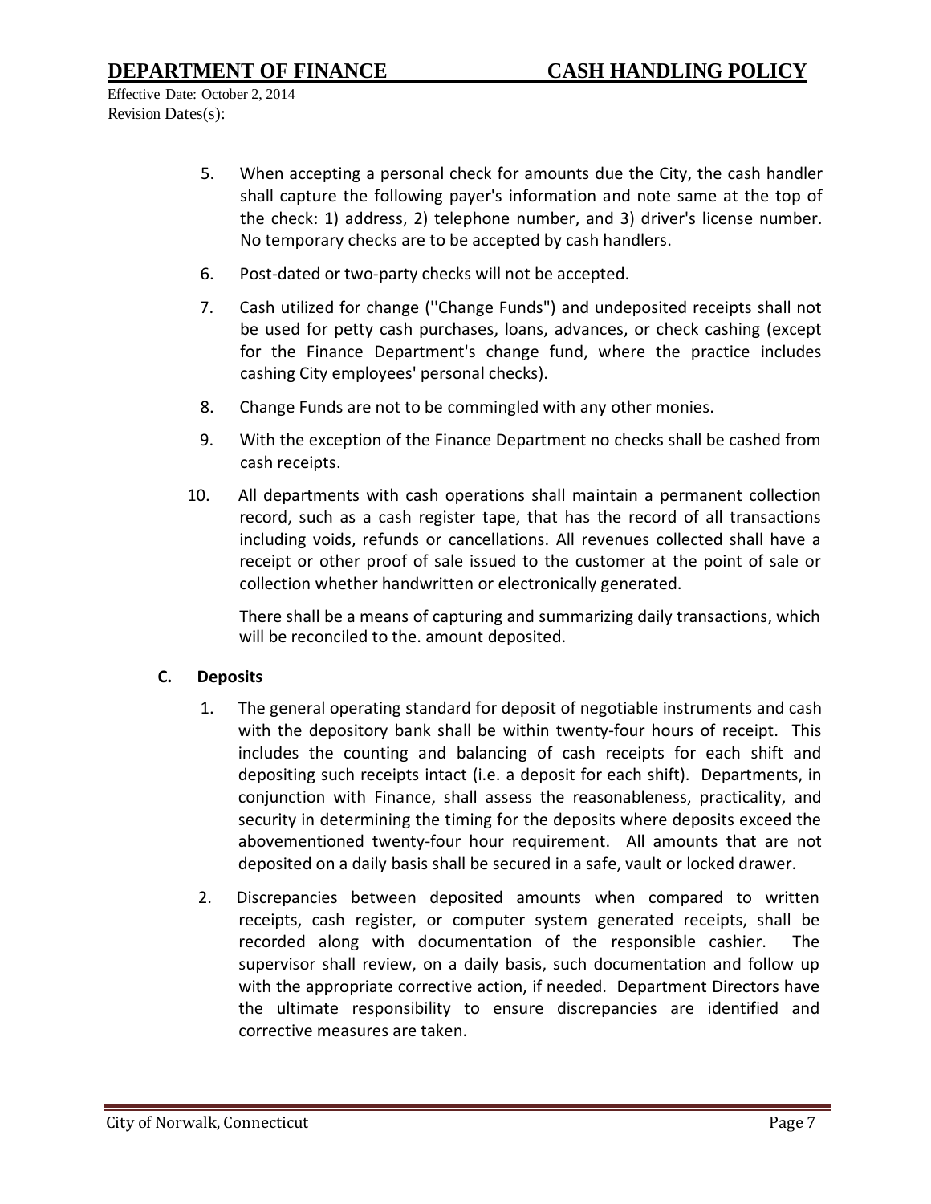5. When accepting a personal check for amounts due the City, the cash handler shall capture the following payer's information and note same at the top of the check: 1) address, 2) telephone number, and 3) driver's license number. No temporary checks are to be accepted by cash handlers.

6. Post-dated or two-party checks will not be accepted.

7. Cash utilized for change ("Change Funds") and undeposited receipts shall not be used for petty cash purchases, loans, advances, or check cashing (except for the Finance Department's change fund, where the practice includes cashing City employees' personal checks).

8. Change Funds are not to be commingled with any other monies.

9. With the exception of the Finance Department no checks shall be cashed from cash receipts.

10. All departments with cash operations shall maintain a permanent collection record, such as a cash register tape, that has the record of all transactions including voids, refunds or cancellations. All revenues collected shall have a receipt or other proof of sale issued to the customer at the point of sale or collection whether handwritten or electronically generated.

    There shall be a means of capturing and summarizing daily transactions, which will be reconciled to the. amount deposited.

**C. Deposits**

1. The general operating standard for deposit of negotiable instruments and cash with the depository bank shall be within twenty-four hours of receipt. This includes the counting and balancing of cash receipts for each shift and depositing such receipts intact (i.e. a deposit for each shift). Departments, in conjunction with Finance, shall assess the reasonableness, practicality, and security in determining the timing for the deposits where deposits exceed the abovementioned twenty-four hour requirement. All amounts that are not deposited on a daily basis shall be secured in a safe, vault or locked drawer.

2. Discrepancies between deposited amounts when compared to written receipts, cash register, or computer system generated receipts, shall be recorded along with documentation of the responsible cashier. The supervisor shall review, on a daily basis, such documentation and follow up with the appropriate corrective action, if needed. Department Directors have the ultimate responsibility to ensure discrepancies are identified and corrective measures are taken.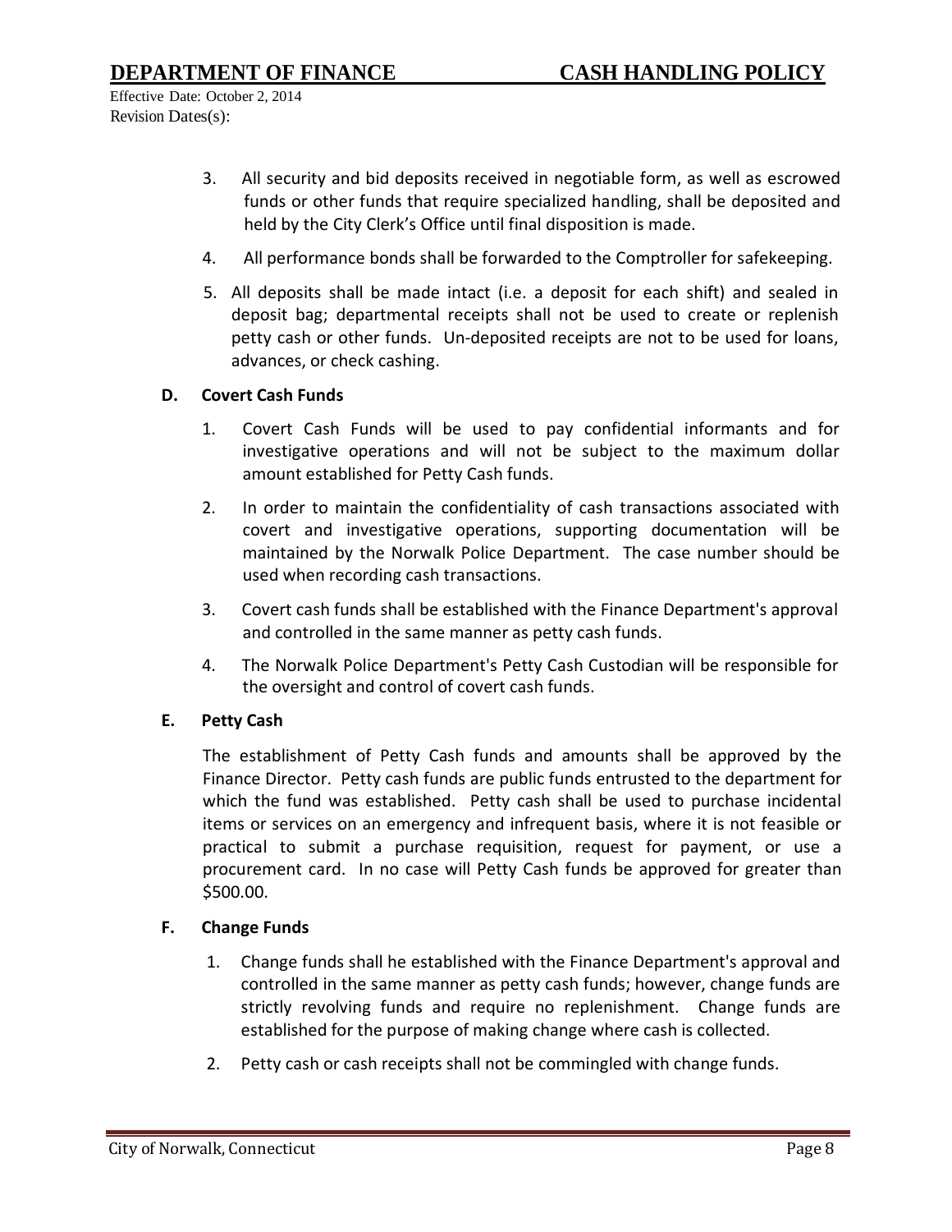3. All security and bid deposits received in negotiable form, as well as escrowed funds or other funds that require specialized handling, shall be deposited and held by the City Clerk's Office until final disposition is made.

4. All performance bonds shall be forwarded to the Comptroller for safekeeping.

5. All deposits shall be made intact (i.e. a deposit for each shift) and sealed in deposit bag; departmental receipts shall not be used to create or replenish petty cash or other funds. Un-deposited receipts are not to be used for loans, advances, or check cashing.

**D. Covert Cash Funds**

1. Covert Cash Funds will be used to pay confidential informants and for investigative operations and will not be subject to the maximum dollar amount established for Petty Cash funds.

2. In order to maintain the confidentiality of cash transactions associated with covert and investigative operations, supporting documentation will be maintained by the Norwalk Police Department. The case number should be used when recording cash transactions.

3. Covert cash funds shall be established with the Finance Department's approval and controlled in the same manner as petty cash funds.

4. The Norwalk Police Department's Petty Cash Custodian will be responsible for the oversight and control of covert cash funds.

**E. Petty Cash**

The establishment of Petty Cash funds and amounts shall be approved by the Finance Director. Petty cash funds are public funds entrusted to the department for which the fund was established. Petty cash shall be used to purchase incidental items or services on an emergency and infrequent basis, where it is not feasible or practical to submit a purchase requisition, request for payment, or use a procurement card. In no case will Petty Cash funds be approved for greater than $500.00.

**F. Change Funds**

1. Change funds shall he established with the Finance Department's approval and controlled in the same manner as petty cash funds; however, change funds are strictly revolving funds and require no replenishment. Change funds are established for the purpose of making change where cash is collected.

2. Petty cash or cash receipts shall not be commingled with change funds.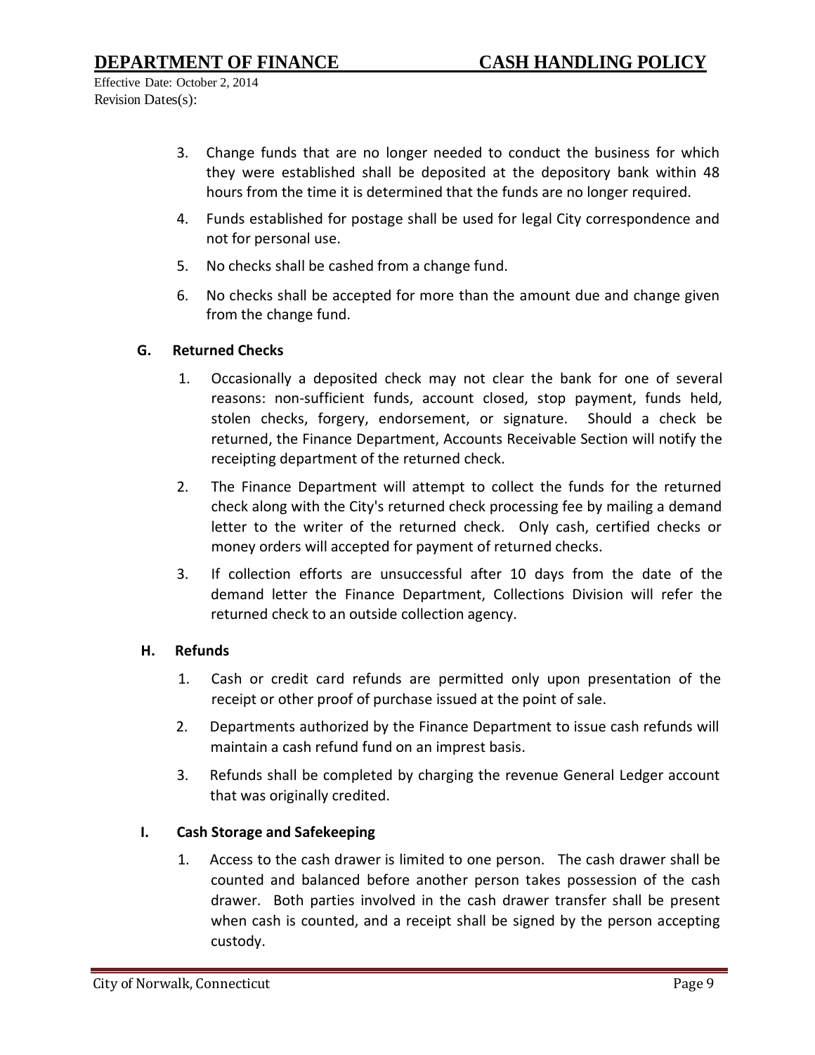3. Change funds that are no longer needed to conduct the business for which they were established shall be deposited at the depository bank within 48 hours from the time it is determined that the funds are no longer required.
4. Funds established for postage shall be used for legal City correspondence and not for personal use.
5. No checks shall be cashed from a change fund.
6. No checks shall be accepted for more than the amount due and change given from the change fund.

### G. Returned Checks

1. Occasionally a deposited check may not clear the bank for one of several reasons: non-sufficient funds, account closed, stop payment, funds held, stolen checks, forgery, endorsement, or signature. Should a check be returned, the Finance Department, Accounts Receivable Section will notify the receipting department of the returned check.
2. The Finance Department will attempt to collect the funds for the returned check along with the City's returned check processing fee by mailing a demand letter to the writer of the returned check. Only cash, certified checks or money orders will accepted for payment of returned checks.
3. If collection efforts are unsuccessful after 10 days from the date of the demand letter the Finance Department, Collections Division will refer the returned check to an outside collection agency.

### H. Refunds

1. Cash or credit card refunds are permitted only upon presentation of the receipt or other proof of purchase issued at the point of sale.
2. Departments authorized by the Finance Department to issue cash refunds will maintain a cash refund fund on an imprest basis.
3. Refunds shall be completed by charging the revenue General Ledger account that was originally credited.

### I. Cash Storage and Safekeeping

1. Access to the cash drawer is limited to one person. The cash drawer shall be counted and balanced before another person takes possession of the cash drawer. Both parties involved in the cash drawer transfer shall be present when cash is counted, and a receipt shall be signed by the person accepting custody.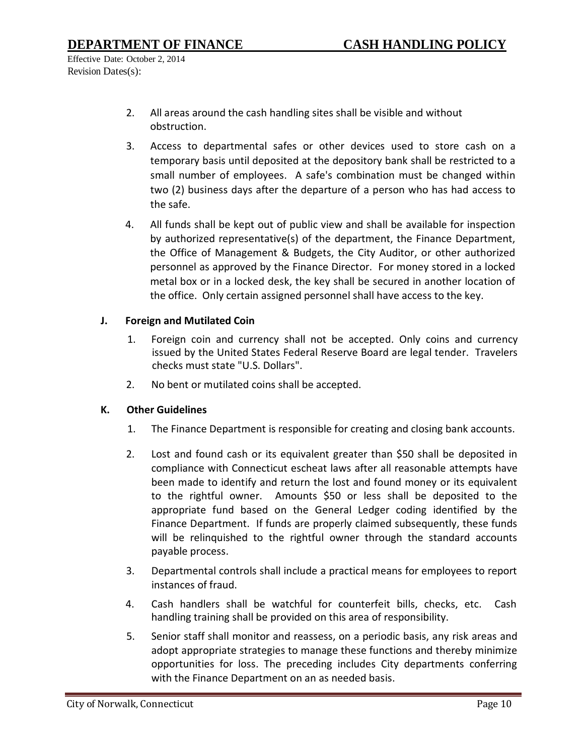2. All areas around the cash handling sites shall be visible and without obstruction.

3. Access to departmental safes or other devices used to store cash on a temporary basis until deposited at the depository bank shall be restricted to a small number of employees. A safe's combination must be changed within two (2) business days after the departure of a person who has had access to the safe.

4. All funds shall be kept out of public view and shall be available for inspection by authorized representative(s) of the department, the Finance Department, the Office of Management & Budgets, the City Auditor, or other authorized personnel as approved by the Finance Director. For money stored in a locked metal box or in a locked desk, the key shall be secured in another location of the office. Only certain assigned personnel shall have access to the key.

**J. Foreign and Mutilated Coin**

1. Foreign coin and currency shall not be accepted. Only coins and currency issued by the United States Federal Reserve Board are legal tender. Travelers checks must state "U.S. Dollars".

2. No bent or mutilated coins shall be accepted.

**K. Other Guidelines**

1. The Finance Department is responsible for creating and closing bank accounts.

2. Lost and found cash or its equivalent greater than $50 shall be deposited in compliance with Connecticut escheat laws after all reasonable attempts have been made to identify and return the lost and found money or its equivalent to the rightful owner. Amounts $50 or less shall be deposited to the appropriate fund based on the General Ledger coding identified by the Finance Department. If funds are properly claimed subsequently, these funds will be relinquished to the rightful owner through the standard accounts payable process.

3. Departmental controls shall include a practical means for employees to report instances of fraud.

4. Cash handlers shall be watchful for counterfeit bills, checks, etc. Cash handling training shall be provided on this area of responsibility.

5. Senior staff shall monitor and reassess, on a periodic basis, any risk areas and adopt appropriate strategies to manage these functions and thereby minimize opportunities for loss. The preceding includes City departments conferring with the Finance Department on an as needed basis.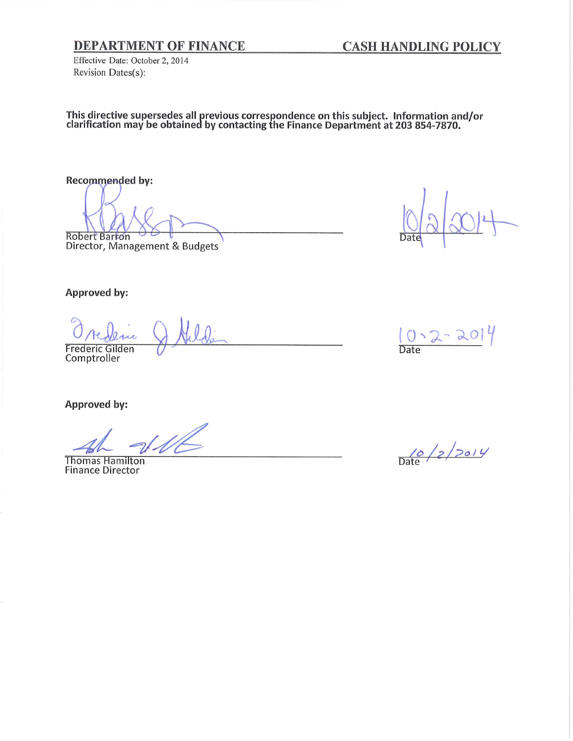**DEPARTMENT OF FINANCE** **CASH HANDLING POLICY**

Effective Date: October 2, 2014
Revision Dates(s):

**This directive supersedes all previous correspondence on this subject. Information and/or clarification may be obtained by contacting the Finance Department at 203 854-7870.**

**Recommended by:**

Robert Barron
Director, Management & Budgets

Date 10/2/2014

**Approved by:**

Frederic Gilden
Comptroller

Date 10-2-2014

**Approved by:**

Thomas Hamilton
Finance Director

Date 10/2/2014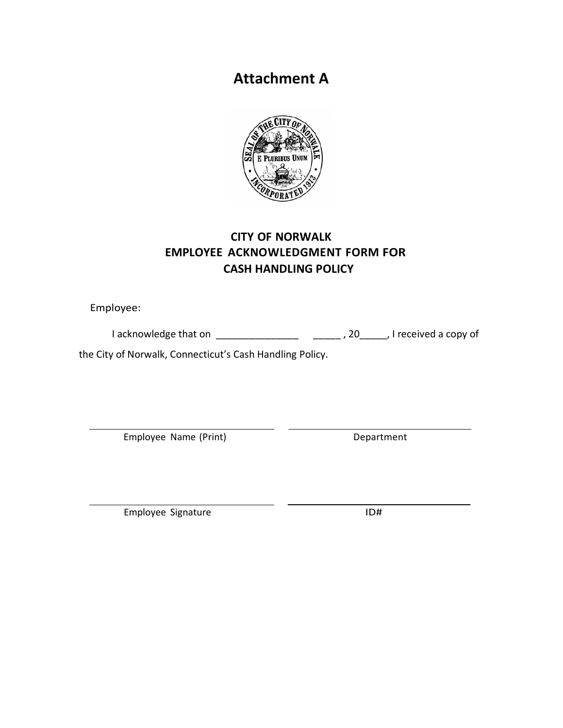# Attachment A

## CITY OF NORWALK
## EMPLOYEE ACKNOWLEDGMENT FORM FOR
## CASH HANDLING POLICY

Employee:

I acknowledge that on _______________ _____ , 20_____, I received a copy of the City of Norwalk, Connecticut's Cash Handling Policy.

| | |
|---|---|
| Employee Name (Print) | Department |
| Employee Signature | ID# |